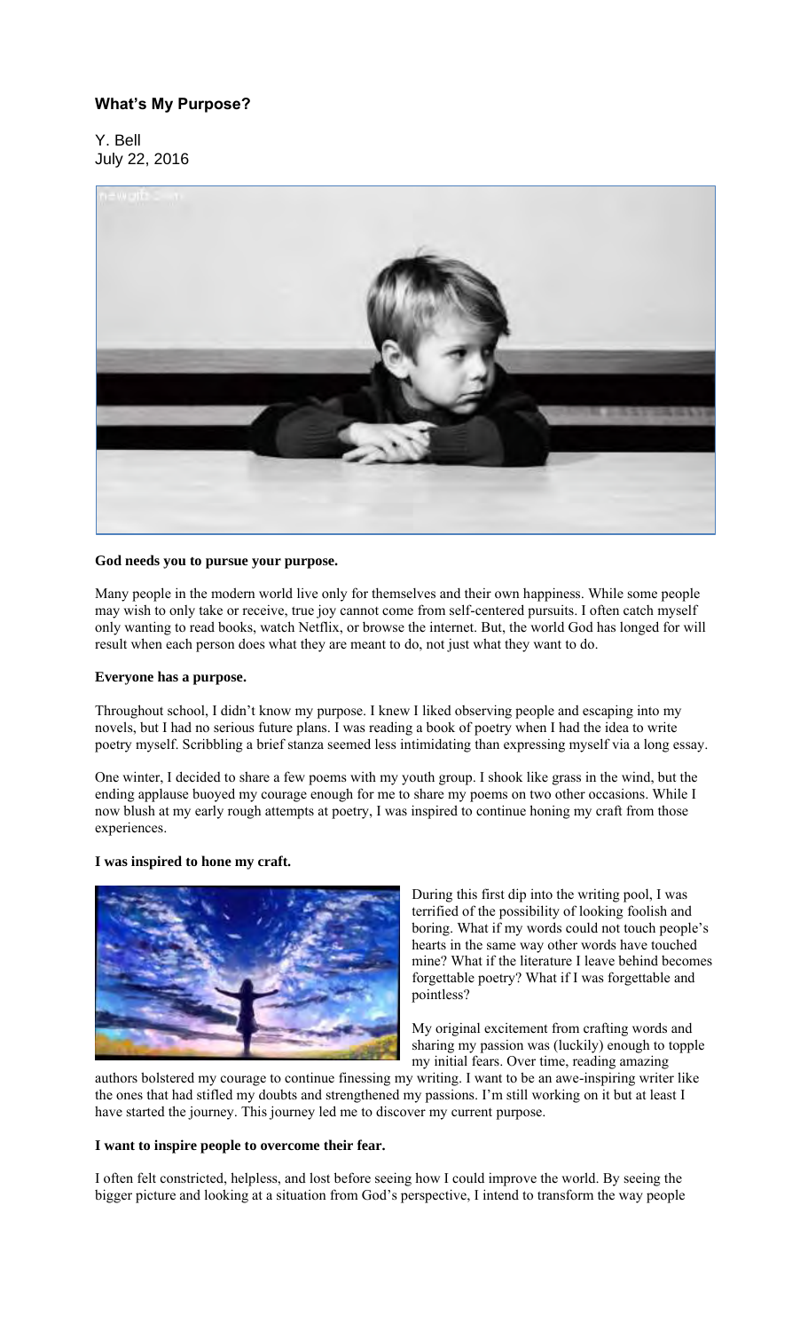## What's My Purpose?

Y. Bell
July 22, 2016

**God needs you to pursue your purpose.**

Many people in the modern world live only for themselves and their own happiness. While some people may wish to only take or receive, true joy cannot come from self-centered pursuits. I often catch myself only wanting to read books, watch Netflix, or browse the internet. But, the world God has longed for will result when each person does what they are meant to do, not just what they want to do.

**Everyone has a purpose.**

Throughout school, I didn't know my purpose. I knew I liked observing people and escaping into my novels, but I had no serious future plans. I was reading a book of poetry when I had the idea to write poetry myself. Scribbling a brief stanza seemed less intimidating than expressing myself via a long essay.

One winter, I decided to share a few poems with my youth group. I shook like grass in the wind, but the ending applause buoyed my courage enough for me to share my poems on two other occasions. While I now blush at my early rough attempts at poetry, I was inspired to continue honing my craft from those experiences.

**I was inspired to hone my craft.**

During this first dip into the writing pool, I was terrified of the possibility of looking foolish and boring. What if my words could not touch people's hearts in the same way other words have touched mine? What if the literature I leave behind becomes forgettable poetry? What if I was forgettable and pointless?

My original excitement from crafting words and sharing my passion was (luckily) enough to topple my initial fears. Over time, reading amazing authors bolstered my courage to continue finessing my writing. I want to be an awe-inspiring writer like the ones that had stifled my doubts and strengthened my passions. I'm still working on it but at least I have started the journey. This journey led me to discover my current purpose.

**I want to inspire people to overcome their fear.**

I often felt constricted, helpless, and lost before seeing how I could improve the world. By seeing the bigger picture and looking at a situation from God's perspective, I intend to transform the way people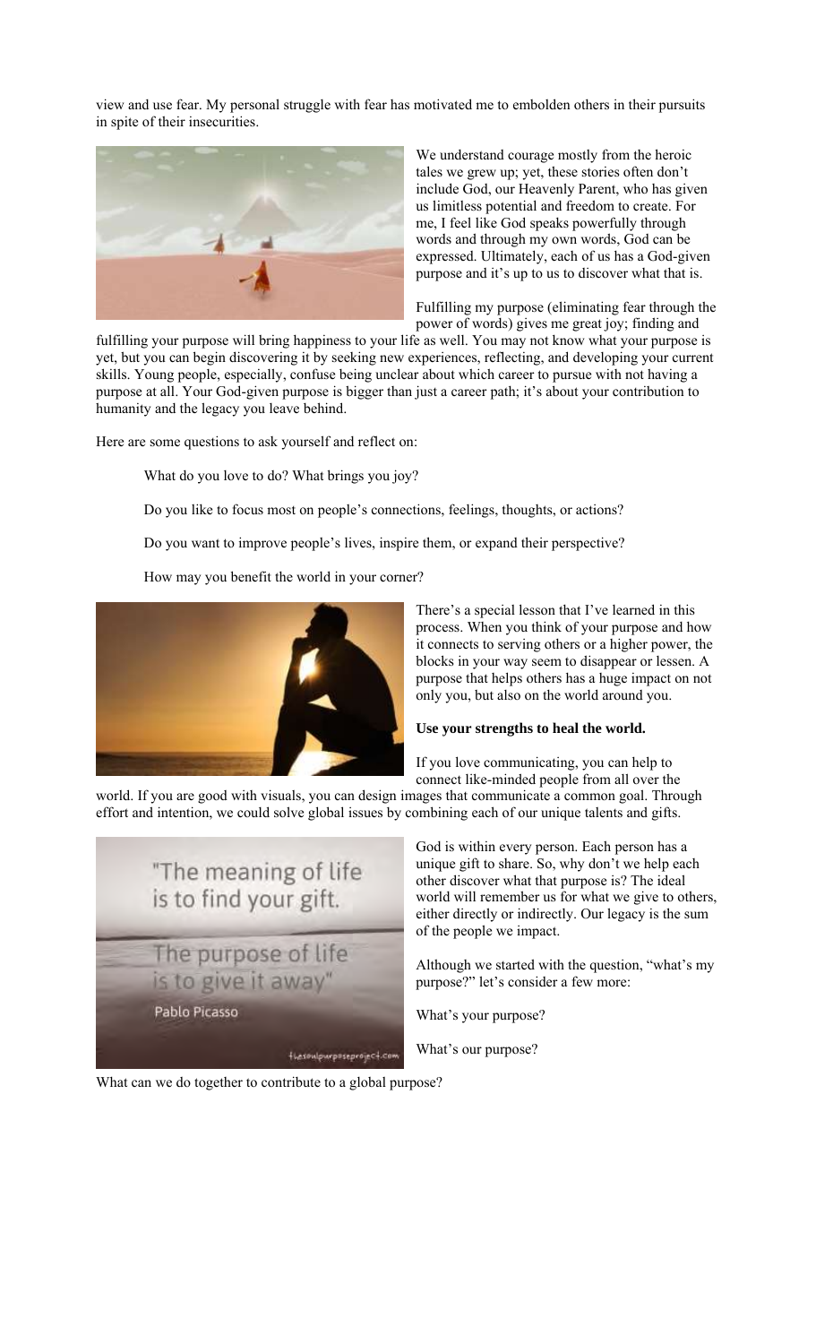view and use fear. My personal struggle with fear has motivated me to embolden others in their pursuits in spite of their insecurities.

We understand courage mostly from the heroic tales we grew up; yet, these stories often don't include God, our Heavenly Parent, who has given us limitless potential and freedom to create. For me, I feel like God speaks powerfully through words and through my own words, God can be expressed. Ultimately, each of us has a God-given purpose and it's up to us to discover what that is.

Fulfilling my purpose (eliminating fear through the power of words) gives me great joy; finding and fulfilling your purpose will bring happiness to your life as well. You may not know what your purpose is yet, but you can begin discovering it by seeking new experiences, reflecting, and developing your current skills. Young people, especially, confuse being unclear about which career to pursue with not having a purpose at all. Your God-given purpose is bigger than just a career path; it's about your contribution to humanity and the legacy you leave behind.

Here are some questions to ask yourself and reflect on:

What do you love to do? What brings you joy?

Do you like to focus most on people's connections, feelings, thoughts, or actions?

Do you want to improve people's lives, inspire them, or expand their perspective?

How may you benefit the world in your corner?

There's a special lesson that I've learned in this process. When you think of your purpose and how it connects to serving others or a higher power, the blocks in your way seem to disappear or lessen. A purpose that helps others has a huge impact on not only you, but also on the world around you.

**Use your strengths to heal the world.**

If you love communicating, you can help to connect like-minded people from all over the world. If you are good with visuals, you can design images that communicate a common goal. Through effort and intention, we could solve global issues by combining each of our unique talents and gifts.

"The meaning of life is to find your gift.

The purpose of life is to give it away"

Pablo Picasso

thesoulpurposeproject.com

God is within every person. Each person has a unique gift to share. So, why don't we help each other discover what that purpose is? The ideal world will remember us for what we give to others, either directly or indirectly. Our legacy is the sum of the people we impact.

Although we started with the question, "what's my purpose?" let's consider a few more:

What's your purpose?

What's our purpose?

What can we do together to contribute to a global purpose?